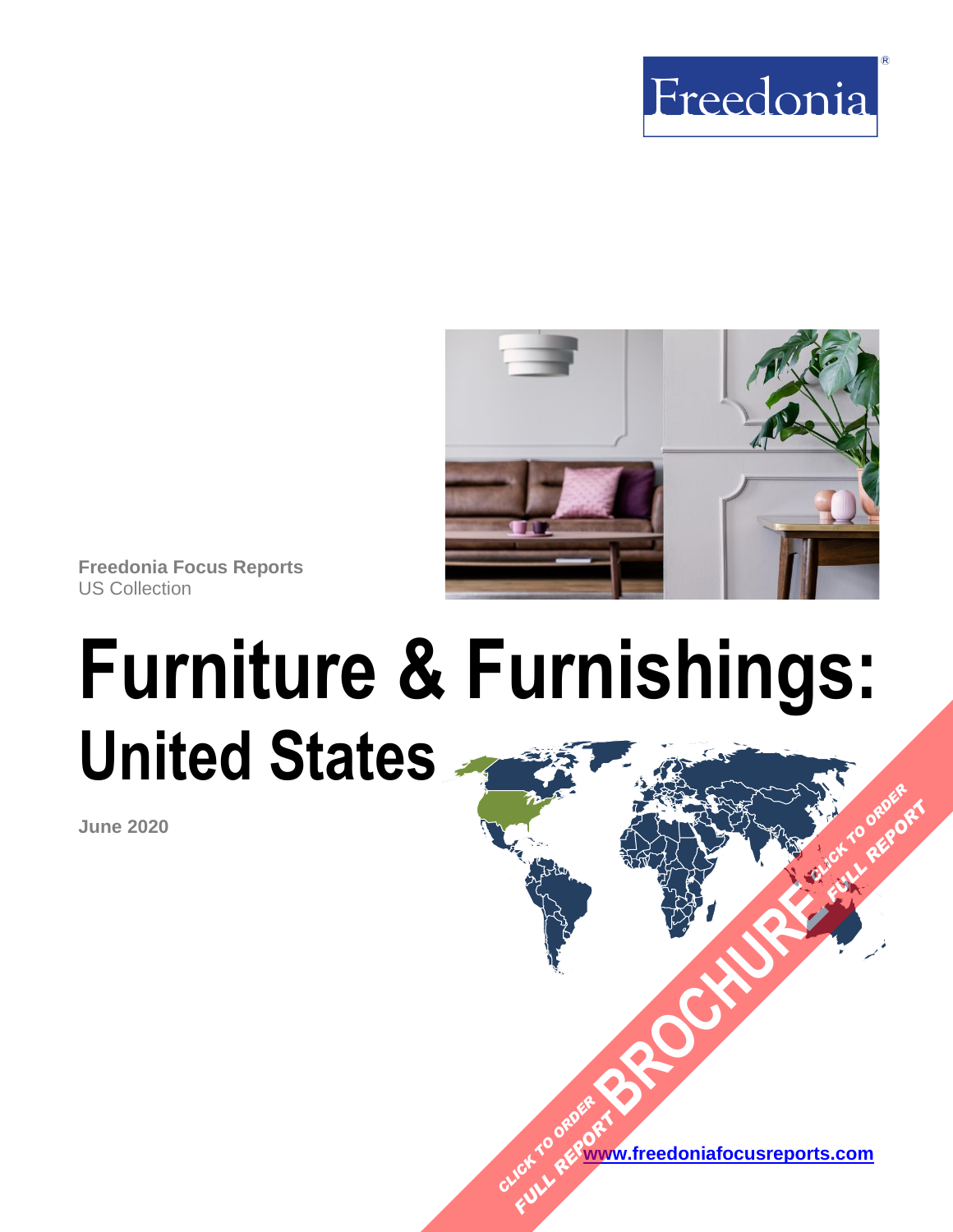Freedonia®

**Freedonia Focus Reports**
US Collection

# Furniture & Furnishings: United States

**June 2020**

**CLICK TO ORDER FULL REPORT BROCHURE CLICK TO ORDER FULL REPORT**

[www.freedoniafocusreports.com](http://www.freedoniafocusreports.com)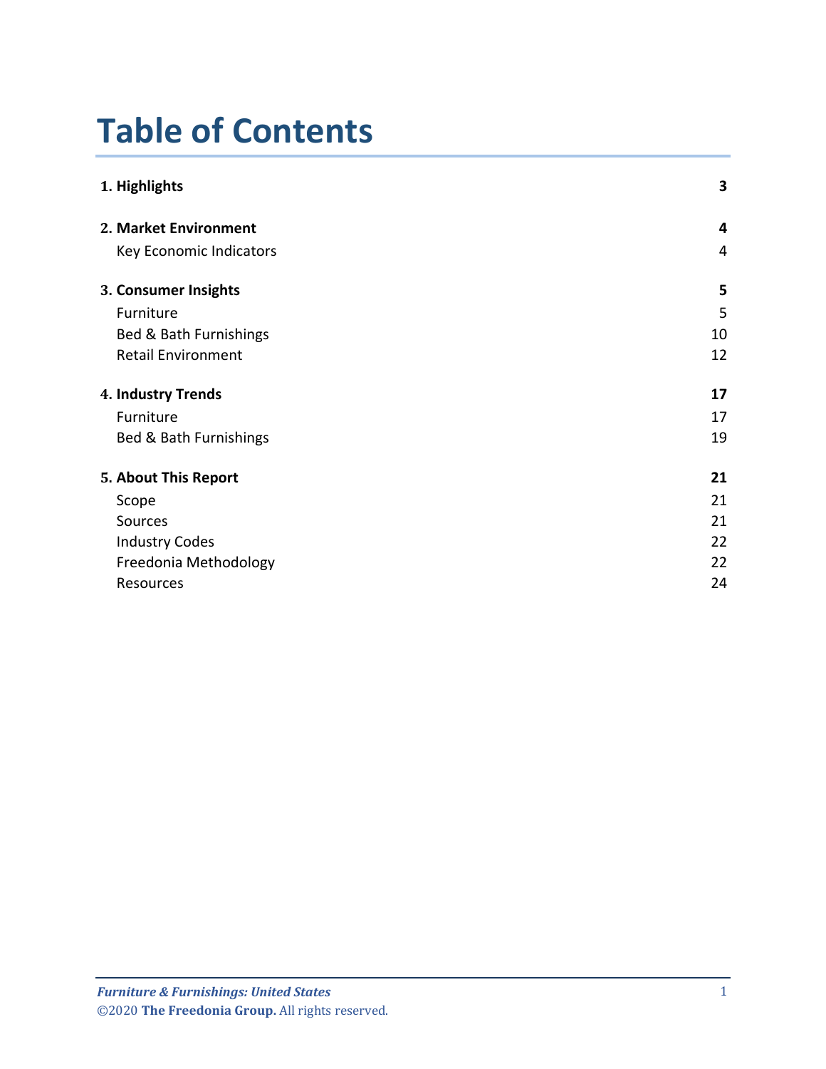# Table of Contents

| | |
|---|---|
| **1. Highlights** | **3** |
| **2. Market Environment** | **4** |
| Key Economic Indicators | 4 |
| **3. Consumer Insights** | **5** |
| Furniture | 5 |
| Bed & Bath Furnishings | 10 |
| Retail Environment | 12 |
| **4. Industry Trends** | **17** |
| Furniture | 17 |
| Bed & Bath Furnishings | 19 |
| **5. About This Report** | **21** |
| Scope | 21 |
| Sources | 21 |
| Industry Codes | 22 |
| Freedonia Methodology | 22 |
| Resources | 24 |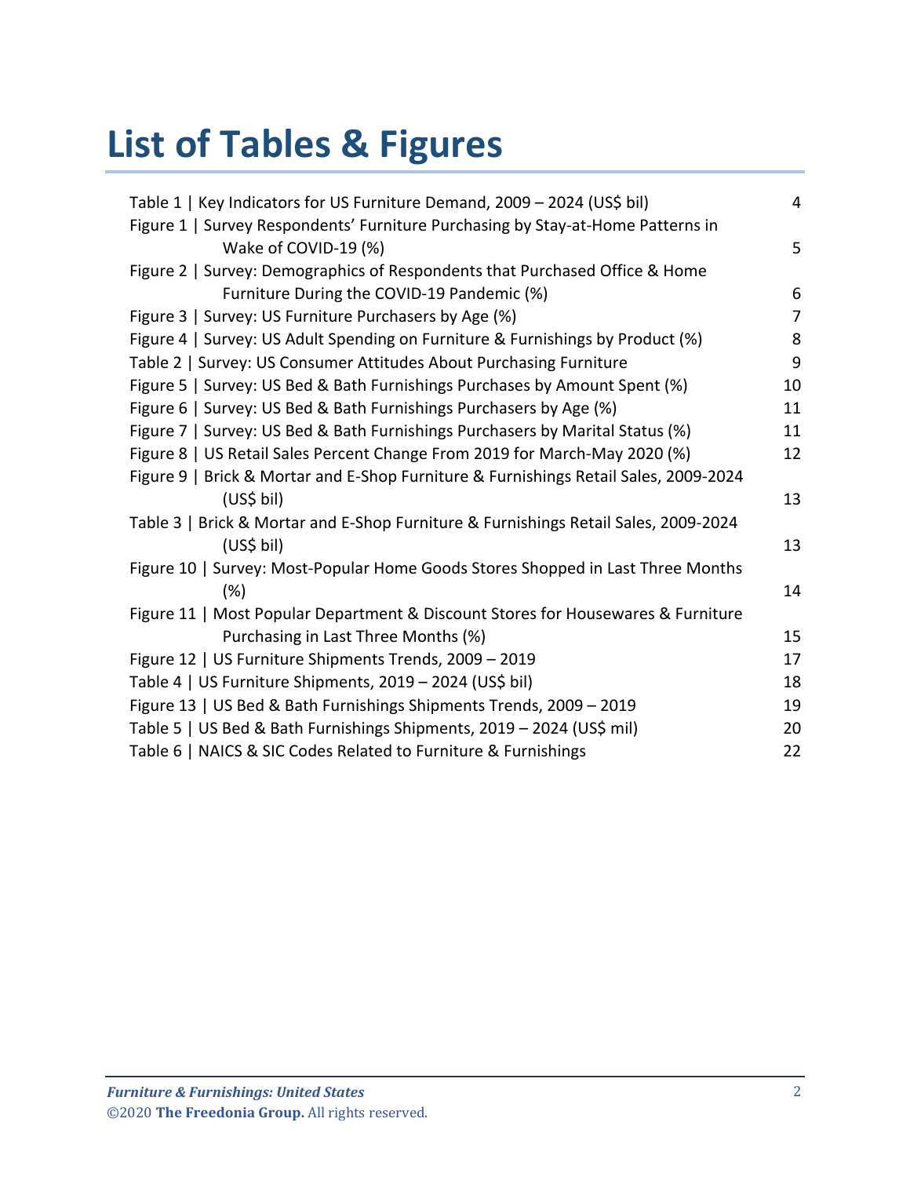# List of Tables & Figures

| | |
|---|---|
| Table 1 \| Key Indicators for US Furniture Demand, 2009 – 2024 (US$ bil) | 4 |
| Figure 1 \| Survey Respondents' Furniture Purchasing by Stay-at-Home Patterns in Wake of COVID-19 (%) | 5 |
| Figure 2 \| Survey: Demographics of Respondents that Purchased Office & Home Furniture During the COVID-19 Pandemic (%) | 6 |
| Figure 3 \| Survey: US Furniture Purchasers by Age (%) | 7 |
| Figure 4 \| Survey: US Adult Spending on Furniture & Furnishings by Product (%) | 8 |
| Table 2 \| Survey: US Consumer Attitudes About Purchasing Furniture | 9 |
| Figure 5 \| Survey: US Bed & Bath Furnishings Purchases by Amount Spent (%) | 10 |
| Figure 6 \| Survey: US Bed & Bath Furnishings Purchasers by Age (%) | 11 |
| Figure 7 \| Survey: US Bed & Bath Furnishings Purchasers by Marital Status (%) | 11 |
| Figure 8 \| US Retail Sales Percent Change From 2019 for March-May 2020 (%) | 12 |
| Figure 9 \| Brick & Mortar and E-Shop Furniture & Furnishings Retail Sales, 2009-2024 (US$ bil) | 13 |
| Table 3 \| Brick & Mortar and E-Shop Furniture & Furnishings Retail Sales, 2009-2024 (US$ bil) | 13 |
| Figure 10 \| Survey: Most-Popular Home Goods Stores Shopped in Last Three Months (%) | 14 |
| Figure 11 \| Most Popular Department & Discount Stores for Housewares & Furniture Purchasing in Last Three Months (%) | 15 |
| Figure 12 \| US Furniture Shipments Trends, 2009 – 2019 | 17 |
| Table 4 \| US Furniture Shipments, 2019 – 2024 (US$ bil) | 18 |
| Figure 13 \| US Bed & Bath Furnishings Shipments Trends, 2009 – 2019 | 19 |
| Table 5 \| US Bed & Bath Furnishings Shipments, 2019 – 2024 (US$ mil) | 20 |
| Table 6 \| NAICS & SIC Codes Related to Furniture & Furnishings | 22 |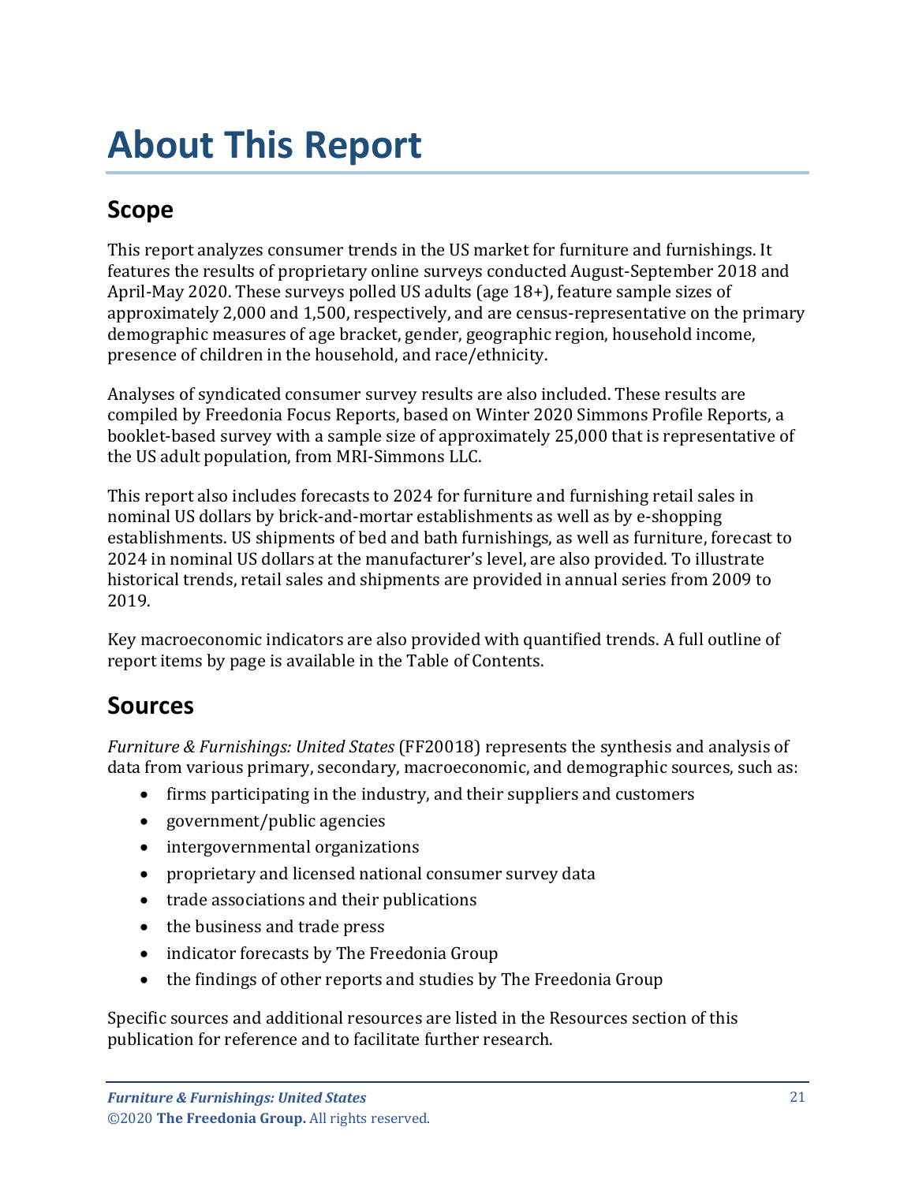# About This Report

## Scope

This report analyzes consumer trends in the US market for furniture and furnishings. It features the results of proprietary online surveys conducted August-September 2018 and April-May 2020. These surveys polled US adults (age 18+), feature sample sizes of approximately 2,000 and 1,500, respectively, and are census-representative on the primary demographic measures of age bracket, gender, geographic region, household income, presence of children in the household, and race/ethnicity.

Analyses of syndicated consumer survey results are also included. These results are compiled by Freedonia Focus Reports, based on Winter 2020 Simmons Profile Reports, a booklet-based survey with a sample size of approximately 25,000 that is representative of the US adult population, from MRI-Simmons LLC.

This report also includes forecasts to 2024 for furniture and furnishing retail sales in nominal US dollars by brick-and-mortar establishments as well as by e-shopping establishments. US shipments of bed and bath furnishings, as well as furniture, forecast to 2024 in nominal US dollars at the manufacturer's level, are also provided. To illustrate historical trends, retail sales and shipments are provided in annual series from 2009 to 2019.

Key macroeconomic indicators are also provided with quantified trends. A full outline of report items by page is available in the Table of Contents.

## Sources

*Furniture & Furnishings: United States* (FF20018) represents the synthesis and analysis of data from various primary, secondary, macroeconomic, and demographic sources, such as:

- firms participating in the industry, and their suppliers and customers
- government/public agencies
- intergovernmental organizations
- proprietary and licensed national consumer survey data
- trade associations and their publications
- the business and trade press
- indicator forecasts by The Freedonia Group
- the findings of other reports and studies by The Freedonia Group

Specific sources and additional resources are listed in the Resources section of this publication for reference and to facilitate further research.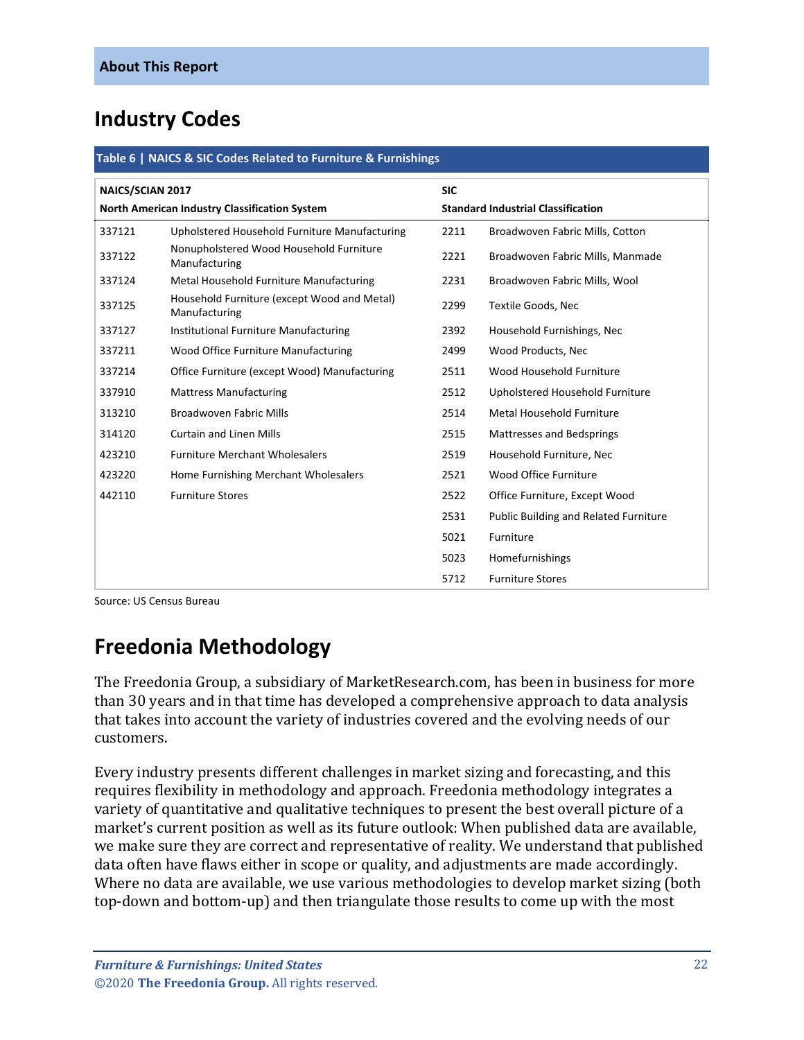## Industry Codes

**Table 6 | NAICS & SIC Codes Related to Furniture & Furnishings**

| NAICS/SCIAN 2017<br>North American Industry Classification System | | SIC<br>Standard Industrial Classification | |
|---|---|---|---|
| 337121 | Upholstered Household Furniture Manufacturing | 2211 | Broadwoven Fabric Mills, Cotton |
| 337122 | Nonupholstered Wood Household Furniture Manufacturing | 2221 | Broadwoven Fabric Mills, Manmade |
| 337124 | Metal Household Furniture Manufacturing | 2231 | Broadwoven Fabric Mills, Wool |
| 337125 | Household Furniture (except Wood and Metal) Manufacturing | 2299 | Textile Goods, Nec |
| 337127 | Institutional Furniture Manufacturing | 2392 | Household Furnishings, Nec |
| 337211 | Wood Office Furniture Manufacturing | 2499 | Wood Products, Nec |
| 337214 | Office Furniture (except Wood) Manufacturing | 2511 | Wood Household Furniture |
| 337910 | Mattress Manufacturing | 2512 | Upholstered Household Furniture |
| 313210 | Broadwoven Fabric Mills | 2514 | Metal Household Furniture |
| 314120 | Curtain and Linen Mills | 2515 | Mattresses and Bedsprings |
| 423210 | Furniture Merchant Wholesalers | 2519 | Household Furniture, Nec |
| 423220 | Home Furnishing Merchant Wholesalers | 2521 | Wood Office Furniture |
| 442110 | Furniture Stores | 2522 | Office Furniture, Except Wood |
| | | 2531 | Public Building and Related Furniture |
| | | 5021 | Furniture |
| | | 5023 | Homefurnishings |
| | | 5712 | Furniture Stores |

Source: US Census Bureau

## Freedonia Methodology

The Freedonia Group, a subsidiary of MarketResearch.com, has been in business for more than 30 years and in that time has developed a comprehensive approach to data analysis that takes into account the variety of industries covered and the evolving needs of our customers.

Every industry presents different challenges in market sizing and forecasting, and this requires flexibility in methodology and approach. Freedonia methodology integrates a variety of quantitative and qualitative techniques to present the best overall picture of a market's current position as well as its future outlook: When published data are available, we make sure they are correct and representative of reality. We understand that published data often have flaws either in scope or quality, and adjustments are made accordingly. Where no data are available, we use various methodologies to develop market sizing (both top-down and bottom-up) and then triangulate those results to come up with the most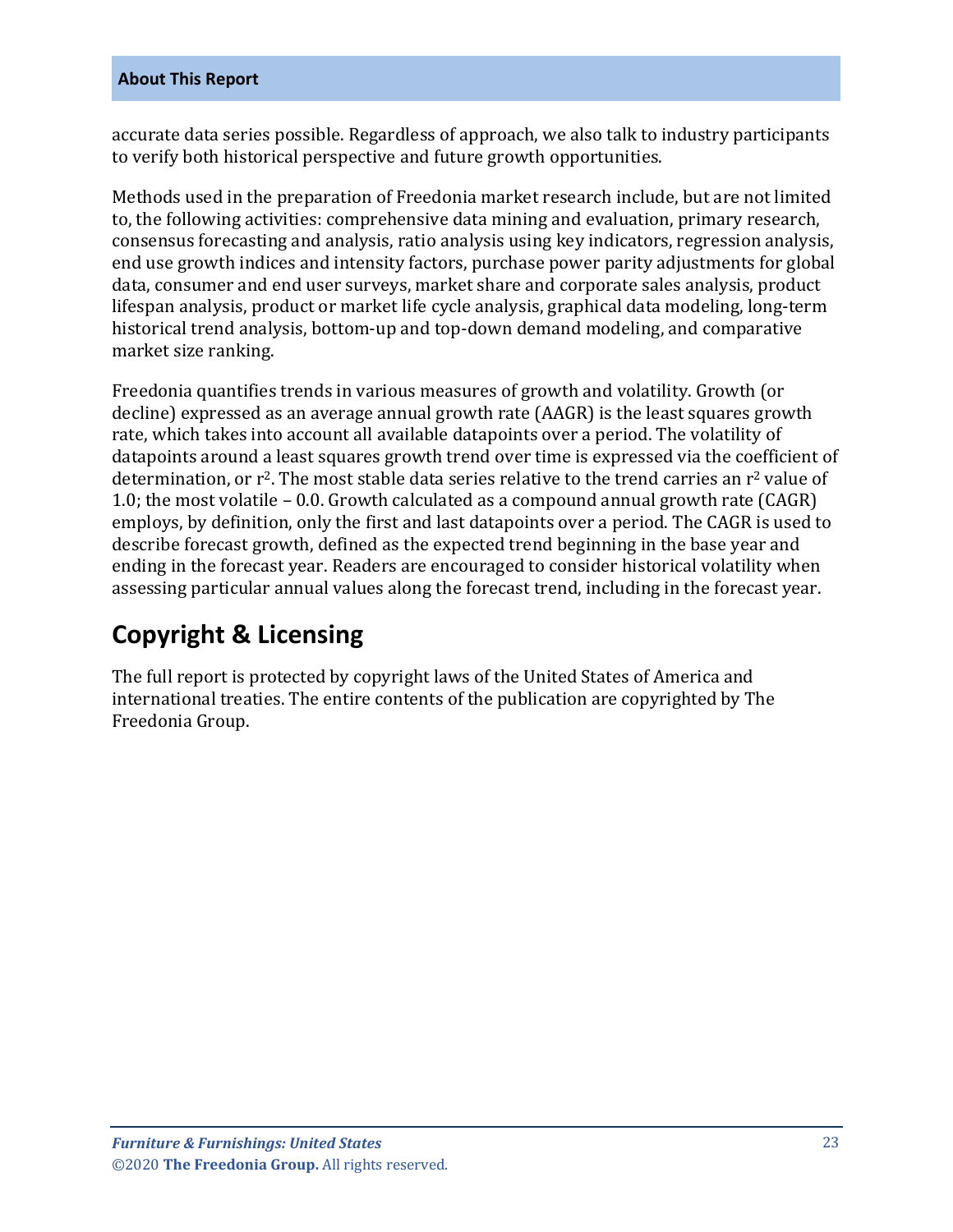accurate data series possible. Regardless of approach, we also talk to industry participants to verify both historical perspective and future growth opportunities.

Methods used in the preparation of Freedonia market research include, but are not limited to, the following activities: comprehensive data mining and evaluation, primary research, consensus forecasting and analysis, ratio analysis using key indicators, regression analysis, end use growth indices and intensity factors, purchase power parity adjustments for global data, consumer and end user surveys, market share and corporate sales analysis, product lifespan analysis, product or market life cycle analysis, graphical data modeling, long-term historical trend analysis, bottom-up and top-down demand modeling, and comparative market size ranking.

Freedonia quantifies trends in various measures of growth and volatility. Growth (or decline) expressed as an average annual growth rate (AAGR) is the least squares growth rate, which takes into account all available datapoints over a period. The volatility of datapoints around a least squares growth trend over time is expressed via the coefficient of determination, or $r^2$. The most stable data series relative to the trend carries an $r^2$ value of 1.0; the most volatile – 0.0. Growth calculated as a compound annual growth rate (CAGR) employs, by definition, only the first and last datapoints over a period. The CAGR is used to describe forecast growth, defined as the expected trend beginning in the base year and ending in the forecast year. Readers are encouraged to consider historical volatility when assessing particular annual values along the forecast trend, including in the forecast year.

## Copyright & Licensing

The full report is protected by copyright laws of the United States of America and international treaties. The entire contents of the publication are copyrighted by The Freedonia Group.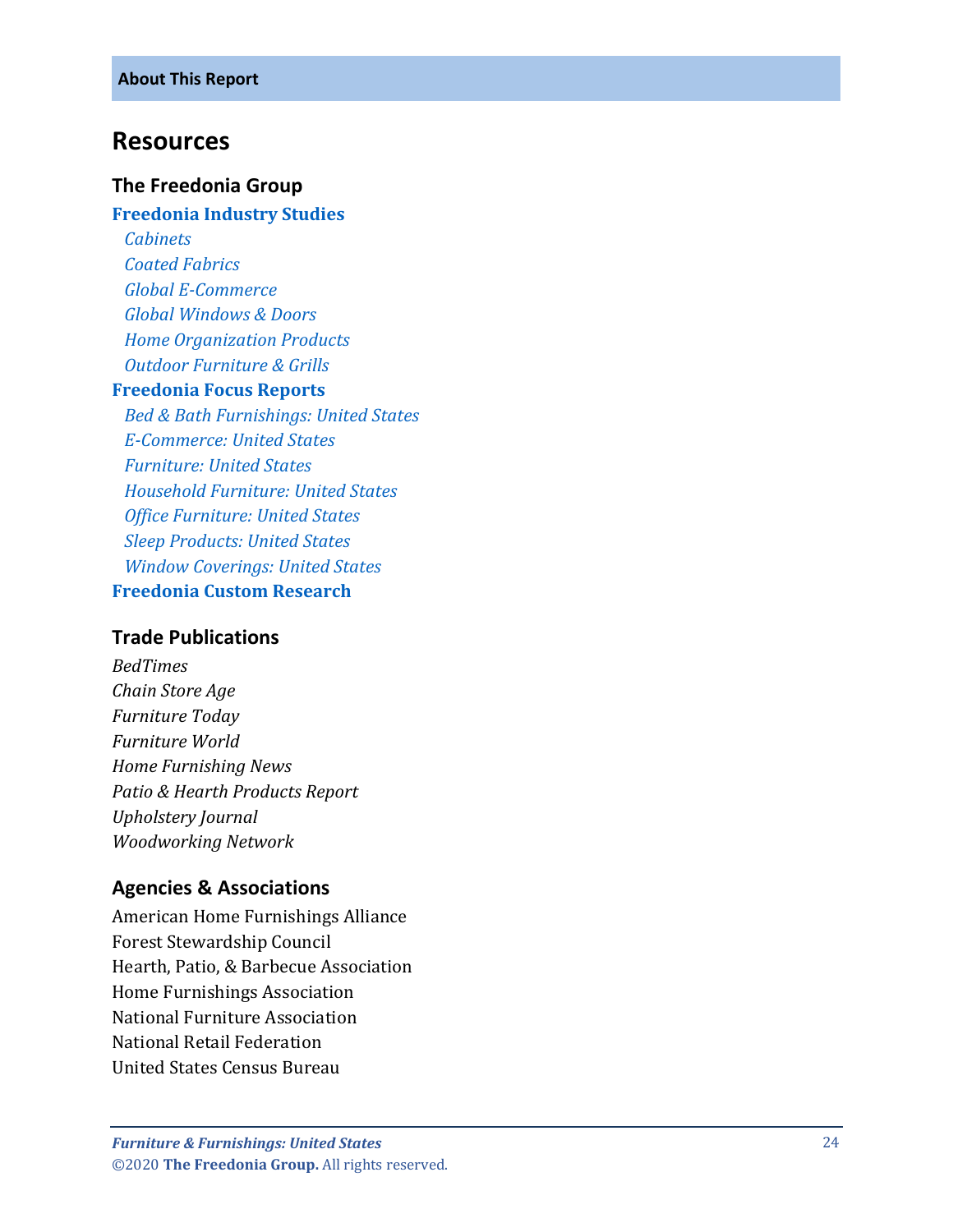# Resources

## The Freedonia Group

**Freedonia Industry Studies**

*Cabinets*
*Coated Fabrics*
*Global E-Commerce*
*Global Windows & Doors*
*Home Organization Products*
*Outdoor Furniture & Grills*

**Freedonia Focus Reports**

*Bed & Bath Furnishings: United States*
*E-Commerce: United States*
*Furniture: United States*
*Household Furniture: United States*
*Office Furniture: United States*
*Sleep Products: United States*
*Window Coverings: United States*

**Freedonia Custom Research**

## Trade Publications

*BedTimes*
*Chain Store Age*
*Furniture Today*
*Furniture World*
*Home Furnishing News*
*Patio & Hearth Products Report*
*Upholstery Journal*
*Woodworking Network*

## Agencies & Associations

American Home Furnishings Alliance
Forest Stewardship Council
Hearth, Patio, & Barbecue Association
Home Furnishings Association
National Furniture Association
National Retail Federation
United States Census Bureau